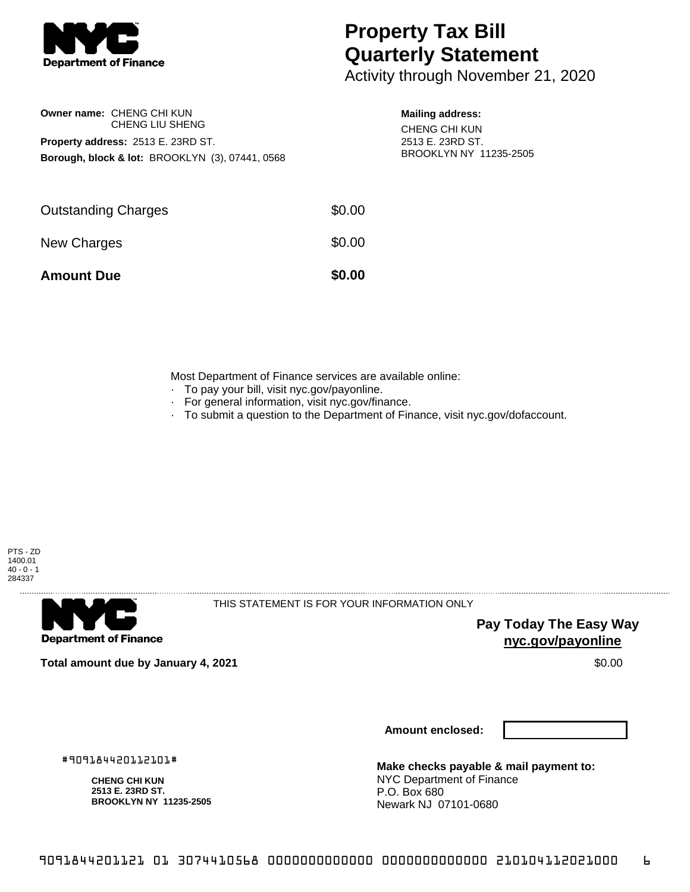**Department of Finance**

# Property Tax Bill Quarterly Statement

Activity through November 21, 2020

**Owner name:** CHENG CHI KUN
CHENG LIU SHENG

**Property address:** 2513 E. 23RD ST.

**Borough, block & lot:** BROOKLYN (3), 07441, 0568

**Mailing address:**
CHENG CHI KUN
2513 E. 23RD ST.
BROOKLYN NY 11235-2505

| | |
|---|---|
| Outstanding Charges | $0.00 |
| New Charges | $0.00 |
| **Amount Due** | **$0.00** |

Most Department of Finance services are available online:

- To pay your bill, visit nyc.gov/payonline.
- For general information, visit nyc.gov/finance.
- To submit a question to the Department of Finance, visit nyc.gov/dofaccount.

PTS - ZD
1400.01
40 - 0 - 1
284337

**Department of Finance**

THIS STATEMENT IS FOR YOUR INFORMATION ONLY

**Pay Today The Easy Way**
**nyc.gov/payonline**

**Total amount due by January 4, 2021** $0.00

**Amount enclosed:**

#909184420112101#

**CHENG CHI KUN**
**2513 E. 23RD ST.**
**BROOKLYN NY 11235-2505**

**Make checks payable & mail payment to:**
NYC Department of Finance
P.O. Box 680
Newark NJ 07101-0680

9091844201121 01 3074410568 0000000000000 0000000000000 210104112021000 6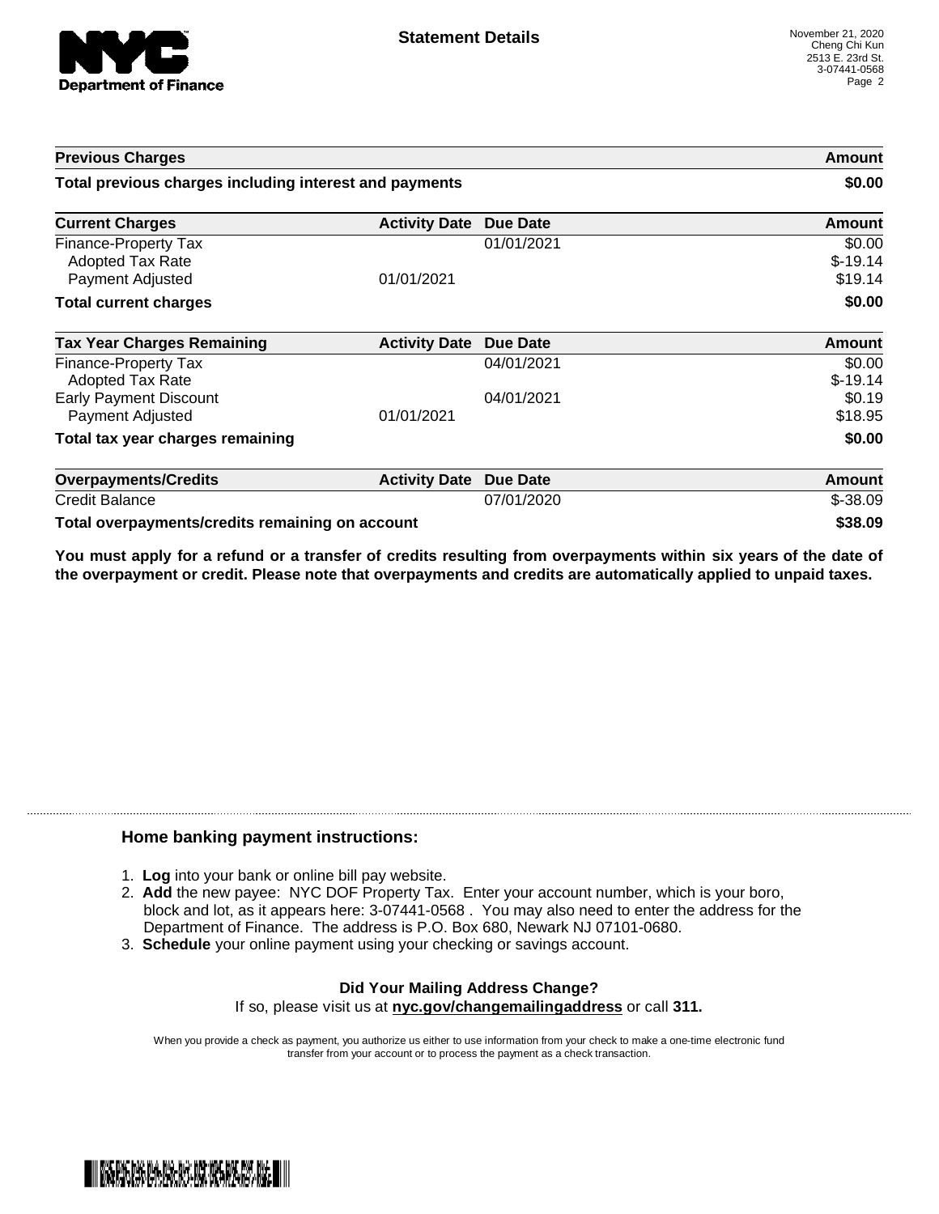# Statement Details

November 21, 2020
Cheng Chi Kun
2513 E. 23rd St.
3-07441-0568

| Previous Charges | | | Amount |
|---|---|---|---|
| **Total previous charges including interest and payments** | | | **$0.00** |

| Current Charges | Activity Date | Due Date | Amount |
|---|---|---|---|
| Finance-Property Tax | | 01/01/2021 | $0.00 |
| Adopted Tax Rate | | | $-19.14 |
| Payment Adjusted | 01/01/2021 | | $19.14 |
| **Total current charges** | | | **$0.00** |

| Tax Year Charges Remaining | Activity Date | Due Date | Amount |
|---|---|---|---|
| Finance-Property Tax | | 04/01/2021 | $0.00 |
| Adopted Tax Rate | | | $-19.14 |
| Early Payment Discount | | 04/01/2021 | $0.19 |
| Payment Adjusted | 01/01/2021 | | $18.95 |
| **Total tax year charges remaining** | | | **$0.00** |

| Overpayments/Credits | Activity Date | Due Date | Amount |
|---|---|---|---|
| Credit Balance | | 07/01/2020 | $-38.09 |
| **Total overpayments/credits remaining on account** | | | **$38.09** |

**You must apply for a refund or a transfer of credits resulting from overpayments within six years of the date of the overpayment or credit. Please note that overpayments and credits are automatically applied to unpaid taxes.**

## Home banking payment instructions:

1. **Log** into your bank or online bill pay website.
2. **Add** the new payee: NYC DOF Property Tax. Enter your account number, which is your boro, block and lot, as it appears here: 3-07441-0568 . You may also need to enter the address for the Department of Finance. The address is P.O. Box 680, Newark NJ 07101-0680.
3. **Schedule** your online payment using your checking or savings account.

**Did Your Mailing Address Change?**
If so, please visit us at **nyc.gov/changemailingaddress** or call **311.**

When you provide a check as payment, you authorize us either to use information from your check to make a one-time electronic fund transfer from your account or to process the payment as a check transaction.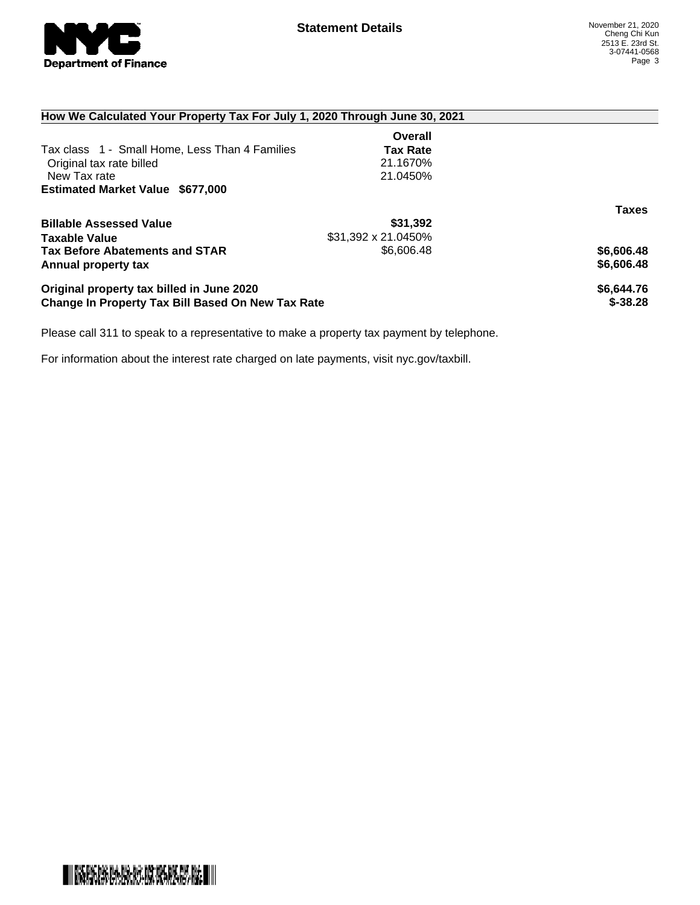## Statement Details

November 21, 2020
Cheng Chi Kun
2513 E. 23rd St.
3-07441-0568

### How We Calculated Your Property Tax For July 1, 2020 Through June 30, 2021

| | Overall Tax Rate | |
|---|---|---|
| Tax class 1 - Small Home, Less Than 4 Families | | |
| Original tax rate billed | 21.1670% | |
| New Tax rate | 21.0450% | |
| **Estimated Market Value $677,000** | | |
| | | **Taxes** |
| **Billable Assessed Value** | **$31,392** | |
| **Taxable Value** | $31,392 x 21.0450% | |
| **Tax Before Abatements and STAR** | $6,606.48 | **$6,606.48** |
| **Annual property tax** | | **$6,606.48** |
| **Original property tax billed in June 2020** | | **$6,644.76** |
| **Change In Property Tax Bill Based On New Tax Rate** | | **$-38.28** |

Please call 311 to speak to a representative to make a property tax payment by telephone.

For information about the interest rate charged on late payments, visit nyc.gov/taxbill.